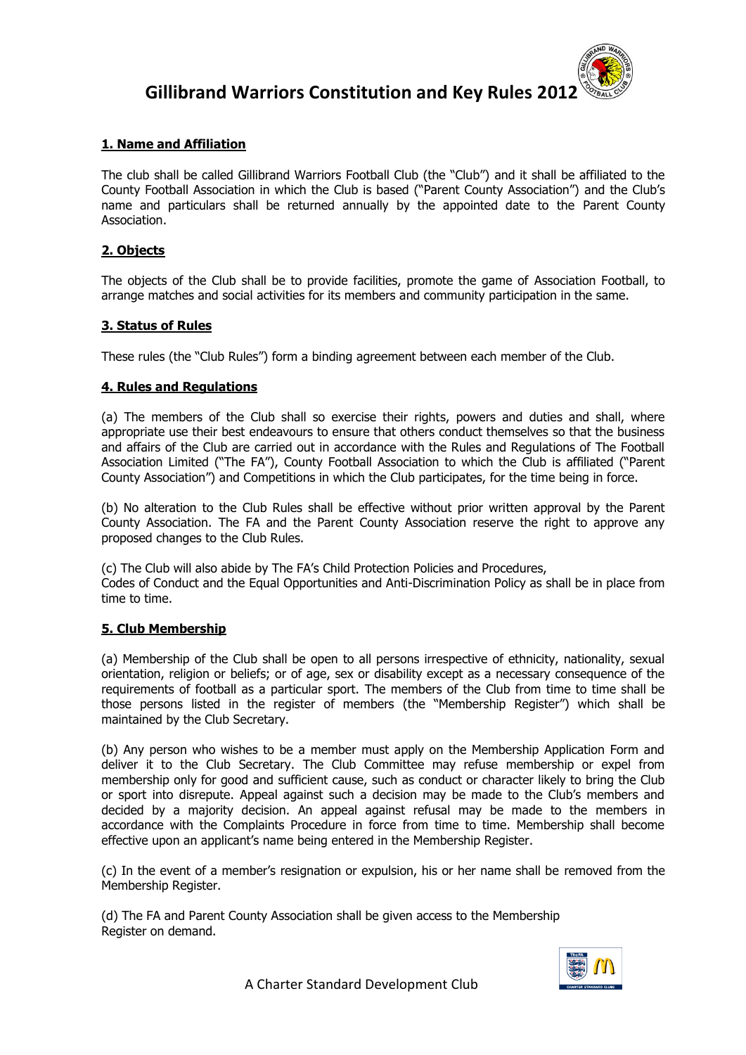# Gillibrand Warriors Constitution and Key Rules 2012

## 1. Name and Affiliation

The club shall be called Gillibrand Warriors Football Club (the "Club") and it shall be affiliated to the County Football Association in which the Club is based ("Parent County Association") and the Club's name and particulars shall be returned annually by the appointed date to the Parent County Association.

## 2. Objects

The objects of the Club shall be to provide facilities, promote the game of Association Football, to arrange matches and social activities for its members and community participation in the same.

## 3. Status of Rules

These rules (the "Club Rules") form a binding agreement between each member of the Club.

## 4. Rules and Regulations

(a) The members of the Club shall so exercise their rights, powers and duties and shall, where appropriate use their best endeavours to ensure that others conduct themselves so that the business and affairs of the Club are carried out in accordance with the Rules and Regulations of The Football Association Limited ("The FA"), County Football Association to which the Club is affiliated ("Parent County Association") and Competitions in which the Club participates, for the time being in force.

(b) No alteration to the Club Rules shall be effective without prior written approval by the Parent County Association. The FA and the Parent County Association reserve the right to approve any proposed changes to the Club Rules.

(c) The Club will also abide by The FA's Child Protection Policies and Procedures, Codes of Conduct and the Equal Opportunities and Anti-Discrimination Policy as shall be in place from time to time.

## 5. Club Membership

(a) Membership of the Club shall be open to all persons irrespective of ethnicity, nationality, sexual orientation, religion or beliefs; or of age, sex or disability except as a necessary consequence of the requirements of football as a particular sport. The members of the Club from time to time shall be those persons listed in the register of members (the "Membership Register") which shall be maintained by the Club Secretary.

(b) Any person who wishes to be a member must apply on the Membership Application Form and deliver it to the Club Secretary. The Club Committee may refuse membership or expel from membership only for good and sufficient cause, such as conduct or character likely to bring the Club or sport into disrepute. Appeal against such a decision may be made to the Club's members and decided by a majority decision. An appeal against refusal may be made to the members in accordance with the Complaints Procedure in force from time to time. Membership shall become effective upon an applicant's name being entered in the Membership Register.

(c) In the event of a member's resignation or expulsion, his or her name shall be removed from the Membership Register.

(d) The FA and Parent County Association shall be given access to the Membership Register on demand.

A Charter Standard Development Club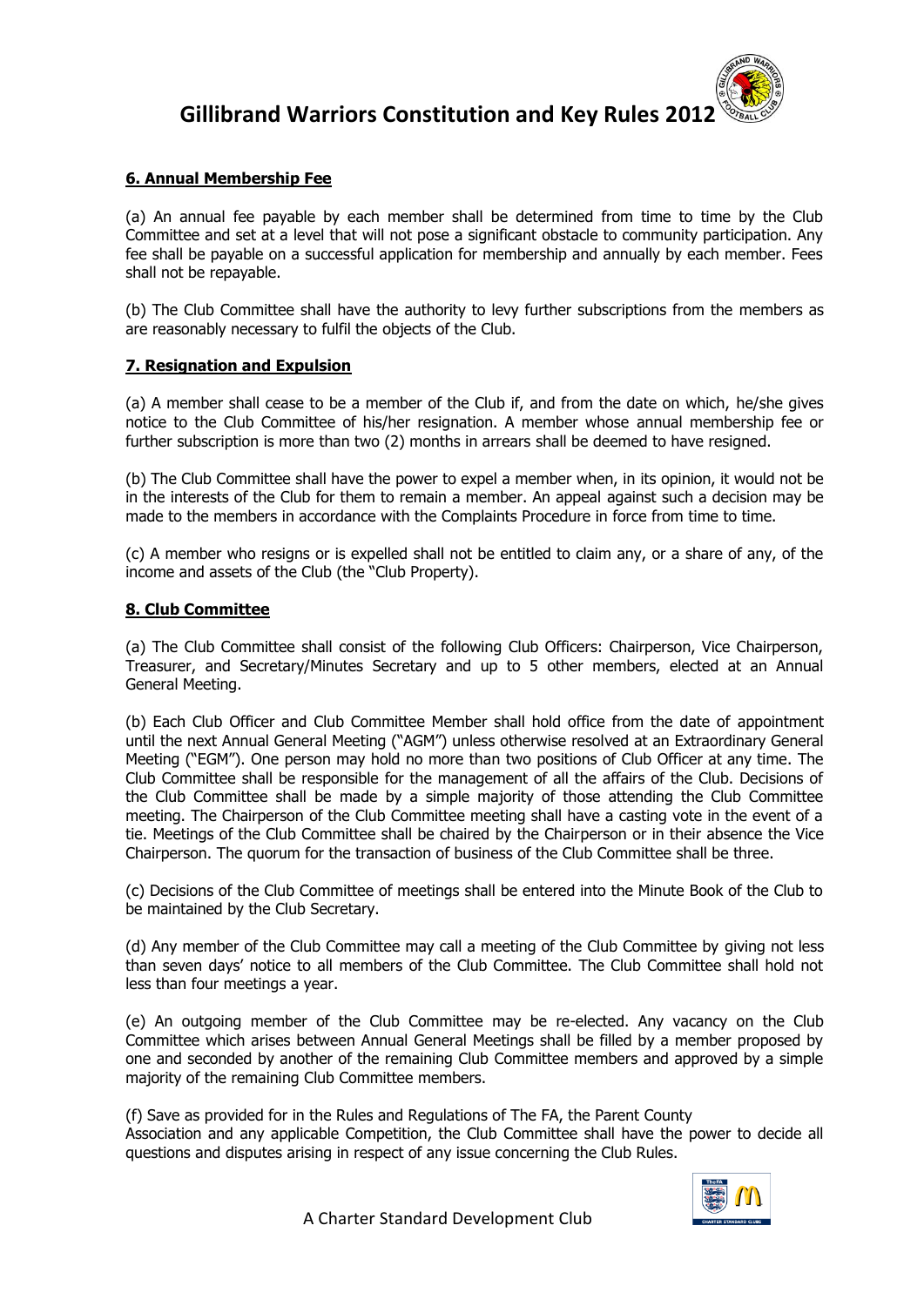## 6. Annual Membership Fee

(a) An annual fee payable by each member shall be determined from time to time by the Club Committee and set at a level that will not pose a significant obstacle to community participation. Any fee shall be payable on a successful application for membership and annually by each member. Fees shall not be repayable.

(b) The Club Committee shall have the authority to levy further subscriptions from the members as are reasonably necessary to fulfil the objects of the Club.

## 7. Resignation and Expulsion

(a) A member shall cease to be a member of the Club if, and from the date on which, he/she gives notice to the Club Committee of his/her resignation. A member whose annual membership fee or further subscription is more than two (2) months in arrears shall be deemed to have resigned.

(b) The Club Committee shall have the power to expel a member when, in its opinion, it would not be in the interests of the Club for them to remain a member. An appeal against such a decision may be made to the members in accordance with the Complaints Procedure in force from time to time.

(c) A member who resigns or is expelled shall not be entitled to claim any, or a share of any, of the income and assets of the Club (the "Club Property).

## 8. Club Committee

(a) The Club Committee shall consist of the following Club Officers: Chairperson, Vice Chairperson, Treasurer, and Secretary/Minutes Secretary and up to 5 other members, elected at an Annual General Meeting.

(b) Each Club Officer and Club Committee Member shall hold office from the date of appointment until the next Annual General Meeting ("AGM") unless otherwise resolved at an Extraordinary General Meeting ("EGM"). One person may hold no more than two positions of Club Officer at any time. The Club Committee shall be responsible for the management of all the affairs of the Club. Decisions of the Club Committee shall be made by a simple majority of those attending the Club Committee meeting. The Chairperson of the Club Committee meeting shall have a casting vote in the event of a tie. Meetings of the Club Committee shall be chaired by the Chairperson or in their absence the Vice Chairperson. The quorum for the transaction of business of the Club Committee shall be three.

(c) Decisions of the Club Committee of meetings shall be entered into the Minute Book of the Club to be maintained by the Club Secretary.

(d) Any member of the Club Committee may call a meeting of the Club Committee by giving not less than seven days' notice to all members of the Club Committee. The Club Committee shall hold not less than four meetings a year.

(e) An outgoing member of the Club Committee may be re-elected. Any vacancy on the Club Committee which arises between Annual General Meetings shall be filled by a member proposed by one and seconded by another of the remaining Club Committee members and approved by a simple majority of the remaining Club Committee members.

(f) Save as provided for in the Rules and Regulations of The FA, the Parent County Association and any applicable Competition, the Club Committee shall have the power to decide all questions and disputes arising in respect of any issue concerning the Club Rules.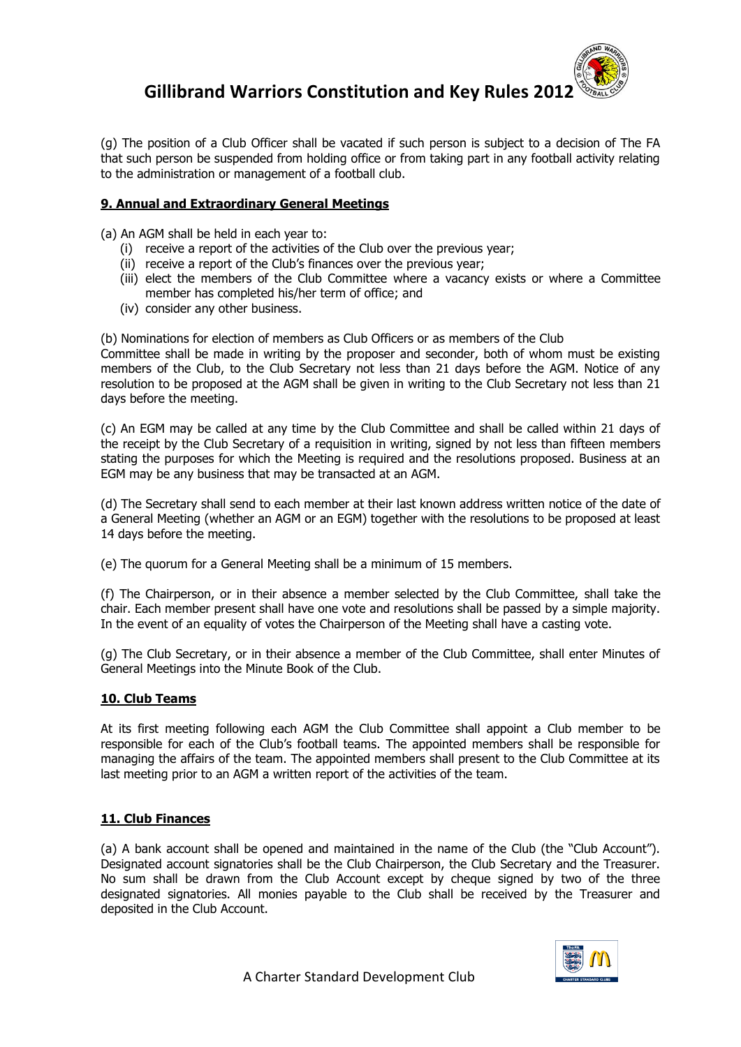(g) The position of a Club Officer shall be vacated if such person is subject to a decision of The FA that such person be suspended from holding office or from taking part in any football activity relating to the administration or management of a football club.

## 9. Annual and Extraordinary General Meetings

(a) An AGM shall be held in each year to:

- (i) receive a report of the activities of the Club over the previous year;
- (ii) receive a report of the Club's finances over the previous year;
- (iii) elect the members of the Club Committee where a vacancy exists or where a Committee member has completed his/her term of office; and
- (iv) consider any other business.

(b) Nominations for election of members as Club Officers or as members of the Club Committee shall be made in writing by the proposer and seconder, both of whom must be existing members of the Club, to the Club Secretary not less than 21 days before the AGM. Notice of any resolution to be proposed at the AGM shall be given in writing to the Club Secretary not less than 21 days before the meeting.

(c) An EGM may be called at any time by the Club Committee and shall be called within 21 days of the receipt by the Club Secretary of a requisition in writing, signed by not less than fifteen members stating the purposes for which the Meeting is required and the resolutions proposed. Business at an EGM may be any business that may be transacted at an AGM.

(d) The Secretary shall send to each member at their last known address written notice of the date of a General Meeting (whether an AGM or an EGM) together with the resolutions to be proposed at least 14 days before the meeting.

(e) The quorum for a General Meeting shall be a minimum of 15 members.

(f) The Chairperson, or in their absence a member selected by the Club Committee, shall take the chair. Each member present shall have one vote and resolutions shall be passed by a simple majority. In the event of an equality of votes the Chairperson of the Meeting shall have a casting vote.

(g) The Club Secretary, or in their absence a member of the Club Committee, shall enter Minutes of General Meetings into the Minute Book of the Club.

## 10. Club Teams

At its first meeting following each AGM the Club Committee shall appoint a Club member to be responsible for each of the Club's football teams. The appointed members shall be responsible for managing the affairs of the team. The appointed members shall present to the Club Committee at its last meeting prior to an AGM a written report of the activities of the team.

## 11. Club Finances

(a) A bank account shall be opened and maintained in the name of the Club (the "Club Account"). Designated account signatories shall be the Club Chairperson, the Club Secretary and the Treasurer. No sum shall be drawn from the Club Account except by cheque signed by two of the three designated signatories. All monies payable to the Club shall be received by the Treasurer and deposited in the Club Account.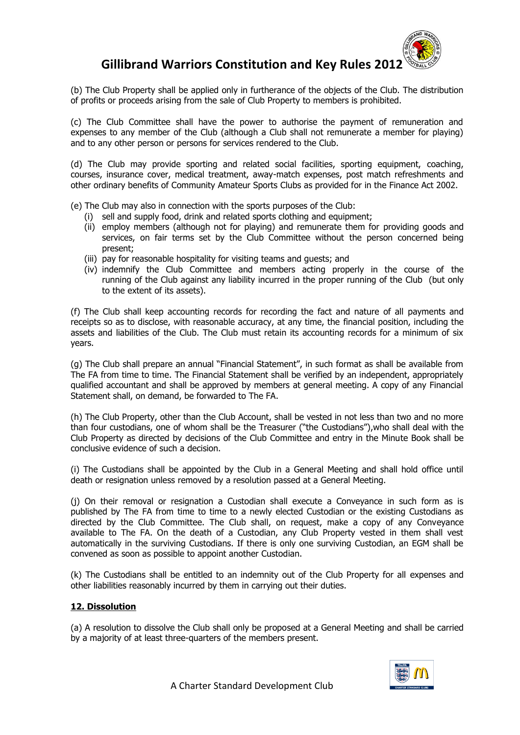(b) The Club Property shall be applied only in furtherance of the objects of the Club. The distribution of profits or proceeds arising from the sale of Club Property to members is prohibited.

(c) The Club Committee shall have the power to authorise the payment of remuneration and expenses to any member of the Club (although a Club shall not remunerate a member for playing) and to any other person or persons for services rendered to the Club.

(d) The Club may provide sporting and related social facilities, sporting equipment, coaching, courses, insurance cover, medical treatment, away-match expenses, post match refreshments and other ordinary benefits of Community Amateur Sports Clubs as provided for in the Finance Act 2002.

(e) The Club may also in connection with the sports purposes of the Club:

- (i) sell and supply food, drink and related sports clothing and equipment;
- (ii) employ members (although not for playing) and remunerate them for providing goods and services, on fair terms set by the Club Committee without the person concerned being present;
- (iii) pay for reasonable hospitality for visiting teams and guests; and
- (iv) indemnify the Club Committee and members acting properly in the course of the running of the Club against any liability incurred in the proper running of the Club (but only to the extent of its assets).

(f) The Club shall keep accounting records for recording the fact and nature of all payments and receipts so as to disclose, with reasonable accuracy, at any time, the financial position, including the assets and liabilities of the Club. The Club must retain its accounting records for a minimum of six years.

(g) The Club shall prepare an annual "Financial Statement", in such format as shall be available from The FA from time to time. The Financial Statement shall be verified by an independent, appropriately qualified accountant and shall be approved by members at general meeting. A copy of any Financial Statement shall, on demand, be forwarded to The FA.

(h) The Club Property, other than the Club Account, shall be vested in not less than two and no more than four custodians, one of whom shall be the Treasurer ("the Custodians"),who shall deal with the Club Property as directed by decisions of the Club Committee and entry in the Minute Book shall be conclusive evidence of such a decision.

(i) The Custodians shall be appointed by the Club in a General Meeting and shall hold office until death or resignation unless removed by a resolution passed at a General Meeting.

(j) On their removal or resignation a Custodian shall execute a Conveyance in such form as is published by The FA from time to time to a newly elected Custodian or the existing Custodians as directed by the Club Committee. The Club shall, on request, make a copy of any Conveyance available to The FA. On the death of a Custodian, any Club Property vested in them shall vest automatically in the surviving Custodians. If there is only one surviving Custodian, an EGM shall be convened as soon as possible to appoint another Custodian.

(k) The Custodians shall be entitled to an indemnity out of the Club Property for all expenses and other liabilities reasonably incurred by them in carrying out their duties.

## 12. Dissolution

(a) A resolution to dissolve the Club shall only be proposed at a General Meeting and shall be carried by a majority of at least three-quarters of the members present.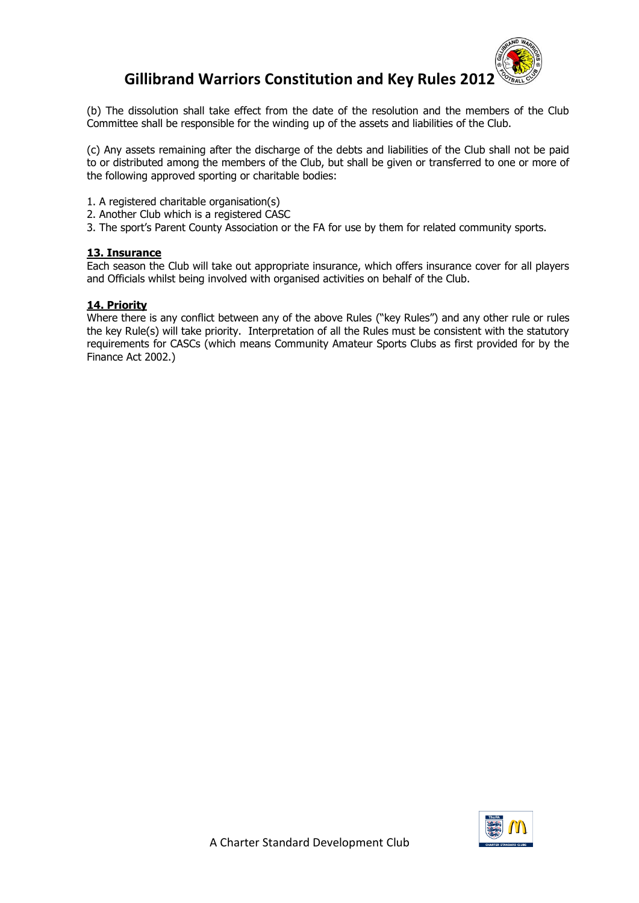(b) The dissolution shall take effect from the date of the resolution and the members of the Club Committee shall be responsible for the winding up of the assets and liabilities of the Club.

(c) Any assets remaining after the discharge of the debts and liabilities of the Club shall not be paid to or distributed among the members of the Club, but shall be given or transferred to one or more of the following approved sporting or charitable bodies:

1. A registered charitable organisation(s)
2. Another Club which is a registered CASC
3. The sport's Parent County Association or the FA for use by them for related community sports.

## 13. Insurance

Each season the Club will take out appropriate insurance, which offers insurance cover for all players and Officials whilst being involved with organised activities on behalf of the Club.

## 14. Priority

Where there is any conflict between any of the above Rules ("key Rules") and any other rule or rules the key Rule(s) will take priority. Interpretation of all the Rules must be consistent with the statutory requirements for CASCs (which means Community Amateur Sports Clubs as first provided for by the Finance Act 2002.)